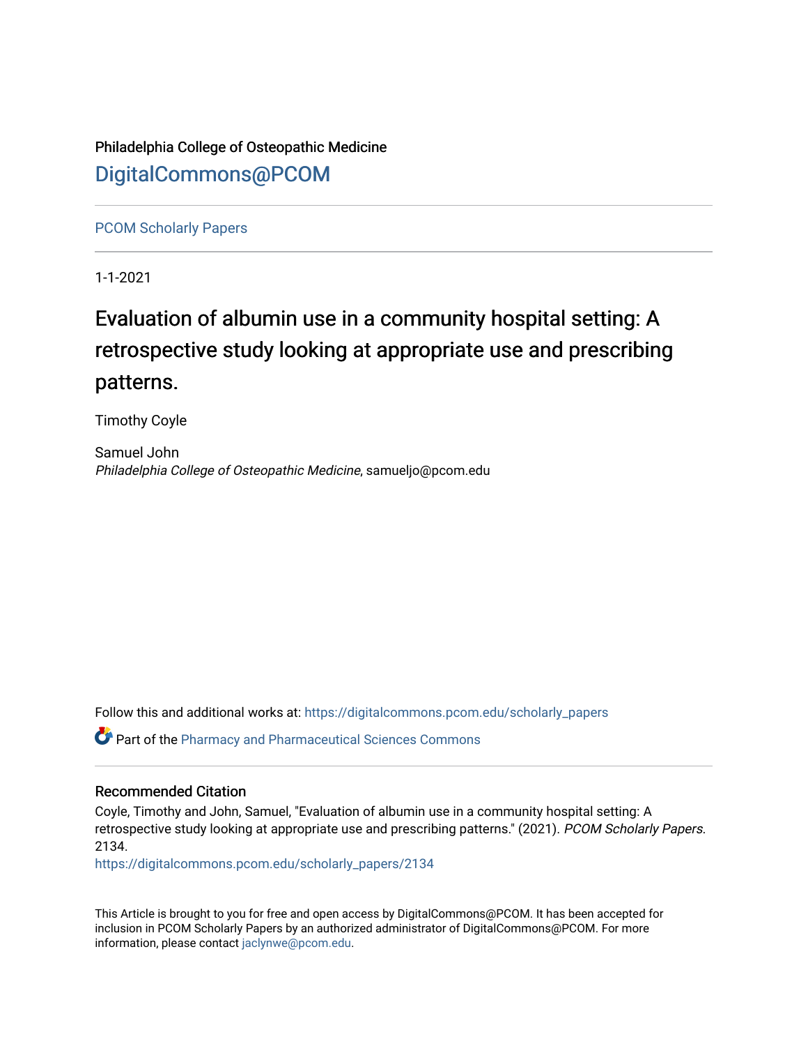Philadelphia College of Osteopathic Medicine

DigitalCommons@PCOM

PCOM Scholarly Papers

1-1-2021

# Evaluation of albumin use in a community hospital setting: A retrospective study looking at appropriate use and prescribing patterns.

Timothy Coyle

Samuel John
*Philadelphia College of Osteopathic Medicine*, samueljo@pcom.edu

Follow this and additional works at: https://digitalcommons.pcom.edu/scholarly_papers

Part of the Pharmacy and Pharmaceutical Sciences Commons

## Recommended Citation

Coyle, Timothy and John, Samuel, "Evaluation of albumin use in a community hospital setting: A retrospective study looking at appropriate use and prescribing patterns." (2021). *PCOM Scholarly Papers*. 2134.
https://digitalcommons.pcom.edu/scholarly_papers/2134

This Article is brought to you for free and open access by DigitalCommons@PCOM. It has been accepted for inclusion in PCOM Scholarly Papers by an authorized administrator of DigitalCommons@PCOM. For more information, please contact jaclynwe@pcom.edu.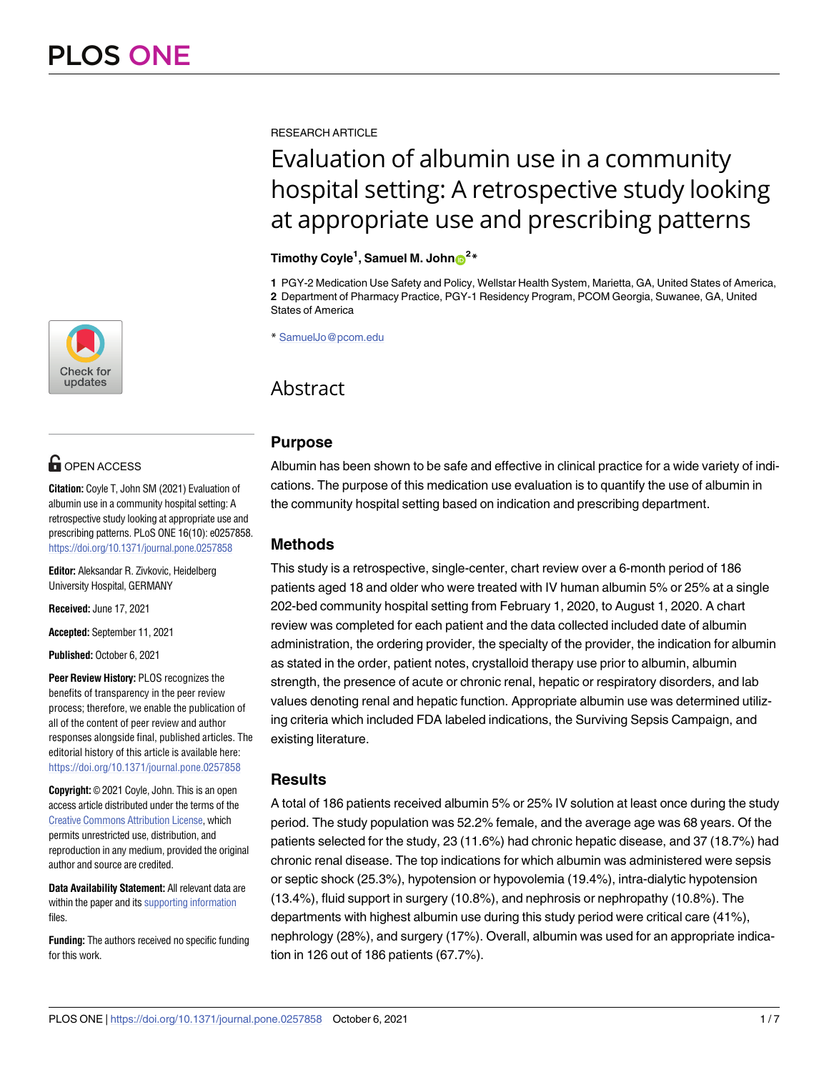RESEARCH ARTICLE

# Evaluation of albumin use in a community hospital setting: A retrospective study looking at appropriate use and prescribing patterns

**Timothy Coyle[1], Samuel M. John[2]***

**1** PGY-2 Medication Use Safety and Policy, Wellstar Health System, Marietta, GA, United States of America, **2** Department of Pharmacy Practice, PGY-1 Residency Program, PCOM Georgia, Suwanee, GA, United States of America

* SamuelJo@pcom.edu

OPEN ACCESS

**Citation:** Coyle T, John SM (2021) Evaluation of albumin use in a community hospital setting: A retrospective study looking at appropriate use and prescribing patterns. PLoS ONE 16(10): e0257858. https://doi.org/10.1371/journal.pone.0257858

**Editor:** Aleksandar R. Zivkovic, Heidelberg University Hospital, GERMANY

**Received:** June 17, 2021

**Accepted:** September 11, 2021

**Published:** October 6, 2021

**Peer Review History:** PLOS recognizes the benefits of transparency in the peer review process; therefore, we enable the publication of all of the content of peer review and author responses alongside final, published articles. The editorial history of this article is available here: https://doi.org/10.1371/journal.pone.0257858

**Copyright:** © 2021 Coyle, John. This is an open access article distributed under the terms of the Creative Commons Attribution License, which permits unrestricted use, distribution, and reproduction in any medium, provided the original author and source are credited.

**Data Availability Statement:** All relevant data are within the paper and its supporting information files.

**Funding:** The authors received no specific funding for this work.

## Abstract

### Purpose

Albumin has been shown to be safe and effective in clinical practice for a wide variety of indications. The purpose of this medication use evaluation is to quantify the use of albumin in the community hospital setting based on indication and prescribing department.

### Methods

This study is a retrospective, single-center, chart review over a 6-month period of 186 patients aged 18 and older who were treated with IV human albumin 5% or 25% at a single 202-bed community hospital setting from February 1, 2020, to August 1, 2020. A chart review was completed for each patient and the data collected included date of albumin administration, the ordering provider, the specialty of the provider, the indication for albumin as stated in the order, patient notes, crystalloid therapy use prior to albumin, albumin strength, the presence of acute or chronic renal, hepatic or respiratory disorders, and lab values denoting renal and hepatic function. Appropriate albumin use was determined utilizing criteria which included FDA labeled indications, the Surviving Sepsis Campaign, and existing literature.

### Results

A total of 186 patients received albumin 5% or 25% IV solution at least once during the study period. The study population was 52.2% female, and the average age was 68 years. Of the patients selected for the study, 23 (11.6%) had chronic hepatic disease, and 37 (18.7%) had chronic renal disease. The top indications for which albumin was administered were sepsis or septic shock (25.3%), hypotension or hypovolemia (19.4%), intra-dialytic hypotension (13.4%), fluid support in surgery (10.8%), and nephrosis or nephropathy (10.8%). The departments with highest albumin use during this study period were critical care (41%), nephrology (28%), and surgery (17%). Overall, albumin was used for an appropriate indication in 126 out of 186 patients (67.7%).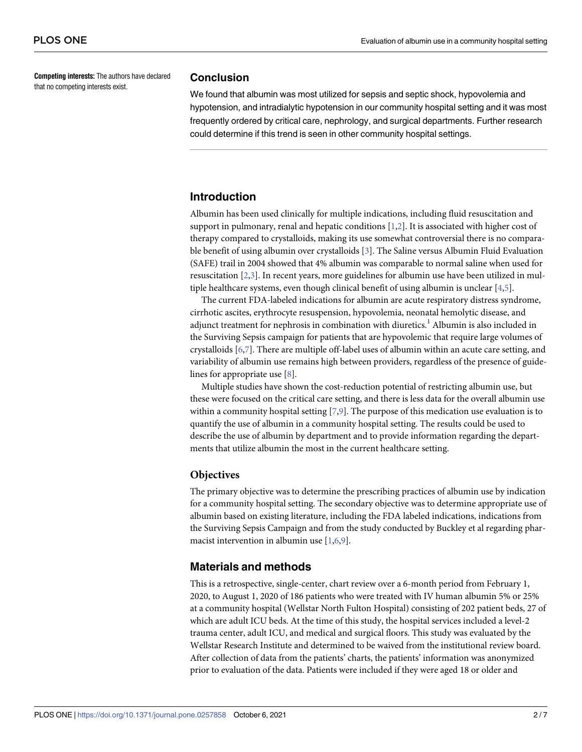**Competing interests:** The authors have declared that no competing interests exist.

## Conclusion

We found that albumin was most utilized for sepsis and septic shock, hypovolemia and hypotension, and intradialytic hypotension in our community hospital setting and it was most frequently ordered by critical care, nephrology, and surgical departments. Further research could determine if this trend is seen in other community hospital settings.

## Introduction

Albumin has been used clinically for multiple indications, including fluid resuscitation and support in pulmonary, renal and hepatic conditions [1,2]. It is associated with higher cost of therapy compared to crystalloids, making its use somewhat controversial there is no comparable benefit of using albumin over crystalloids [3]. The Saline versus Albumin Fluid Evaluation (SAFE) trail in 2004 showed that 4% albumin was comparable to normal saline when used for resuscitation [2,3]. In recent years, more guidelines for albumin use have been utilized in multiple healthcare systems, even though clinical benefit of using albumin is unclear [4,5].

The current FDA-labeled indications for albumin are acute respiratory distress syndrome, cirrhotic ascites, erythrocyte resuspension, hypovolemia, neonatal hemolytic disease, and adjunct treatment for nephrosis in combination with diuretics.[1] Albumin is also included in the Surviving Sepsis campaign for patients that are hypovolemic that require large volumes of crystalloids [6,7]. There are multiple off-label uses of albumin within an acute care setting, and variability of albumin use remains high between providers, regardless of the presence of guidelines for appropriate use [8].

Multiple studies have shown the cost-reduction potential of restricting albumin use, but these were focused on the critical care setting, and there is less data for the overall albumin use within a community hospital setting [7,9]. The purpose of this medication use evaluation is to quantify the use of albumin in a community hospital setting. The results could be used to describe the use of albumin by department and to provide information regarding the departments that utilize albumin the most in the current healthcare setting.

### Objectives

The primary objective was to determine the prescribing practices of albumin use by indication for a community hospital setting. The secondary objective was to determine appropriate use of albumin based on existing literature, including the FDA labeled indications, indications from the Surviving Sepsis Campaign and from the study conducted by Buckley et al regarding pharmacist intervention in albumin use [1,6,9].

## Materials and methods

This is a retrospective, single-center, chart review over a 6-month period from February 1, 2020, to August 1, 2020 of 186 patients who were treated with IV human albumin 5% or 25% at a community hospital (Wellstar North Fulton Hospital) consisting of 202 patient beds, 27 of which are adult ICU beds. At the time of this study, the hospital services included a level-2 trauma center, adult ICU, and medical and surgical floors. This study was evaluated by the Wellstar Research Institute and determined to be waived from the institutional review board. After collection of data from the patients' charts, the patients' information was anonymized prior to evaluation of the data. Patients were included if they were aged 18 or older and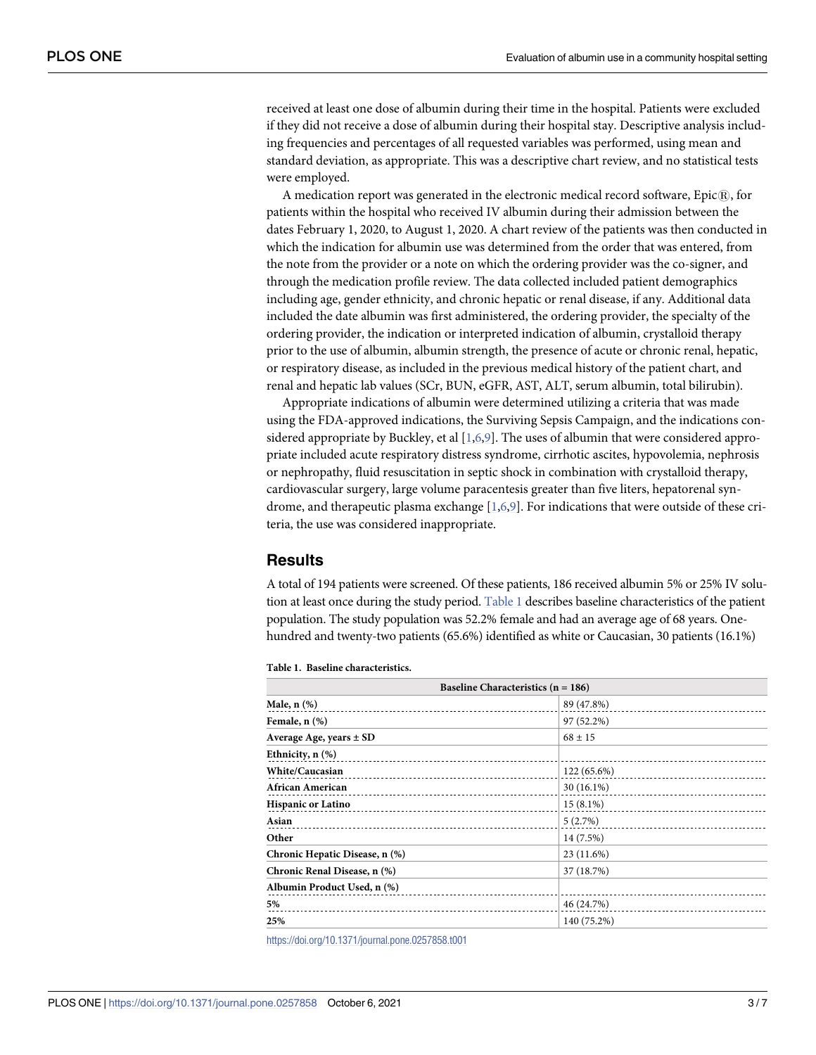received at least one dose of albumin during their time in the hospital. Patients were excluded if they did not receive a dose of albumin during their hospital stay. Descriptive analysis including frequencies and percentages of all requested variables was performed, using mean and standard deviation, as appropriate. This was a descriptive chart review, and no statistical tests were employed.

A medication report was generated in the electronic medical record software, Epic®, for patients within the hospital who received IV albumin during their admission between the dates February 1, 2020, to August 1, 2020. A chart review of the patients was then conducted in which the indication for albumin use was determined from the order that was entered, from the note from the provider or a note on which the ordering provider was the co-signer, and through the medication profile review. The data collected included patient demographics including age, gender ethnicity, and chronic hepatic or renal disease, if any. Additional data included the date albumin was first administered, the ordering provider, the specialty of the ordering provider, the indication or interpreted indication of albumin, crystalloid therapy prior to the use of albumin, albumin strength, the presence of acute or chronic renal, hepatic, or respiratory disease, as included in the previous medical history of the patient chart, and renal and hepatic lab values (SCr, BUN, eGFR, AST, ALT, serum albumin, total bilirubin).

Appropriate indications of albumin were determined utilizing a criteria that was made using the FDA-approved indications, the Surviving Sepsis Campaign, and the indications considered appropriate by Buckley, et al [1,6,9]. The uses of albumin that were considered appropriate included acute respiratory distress syndrome, cirrhotic ascites, hypovolemia, nephrosis or nephropathy, fluid resuscitation in septic shock in combination with crystalloid therapy, cardiovascular surgery, large volume paracentesis greater than five liters, hepatorenal syndrome, and therapeutic plasma exchange [1,6,9]. For indications that were outside of these criteria, the use was considered inappropriate.

## Results

A total of 194 patients were screened. Of these patients, 186 received albumin 5% or 25% IV solution at least once during the study period. Table 1 describes baseline characteristics of the patient population. The study population was 52.2% female and had an average age of 68 years. One-hundred and twenty-two patients (65.6%) identified as white or Caucasian, 30 patients (16.1%)

**Table 1. Baseline characteristics.**

| Baseline Characteristics (n = 186) | |
|---|---|
| **Male, n (%)** | 89 (47.8%) |
| **Female, n (%)** | 97 (52.2%) |
| **Average Age, years ± SD** | 68 ± 15 |
| **Ethnicity, n (%)** | |
| **White/Caucasian** | 122 (65.6%) |
| **African American** | 30 (16.1%) |
| **Hispanic or Latino** | 15 (8.1%) |
| **Asian** | 5 (2.7%) |
| **Other** | 14 (7.5%) |
| **Chronic Hepatic Disease, n (%)** | 23 (11.6%) |
| **Chronic Renal Disease, n (%)** | 37 (18.7%) |
| **Albumin Product Used, n (%)** | |
| **5%** | 46 (24.7%) |
| **25%** | 140 (75.2%) |

https://doi.org/10.1371/journal.pone.0257858.t001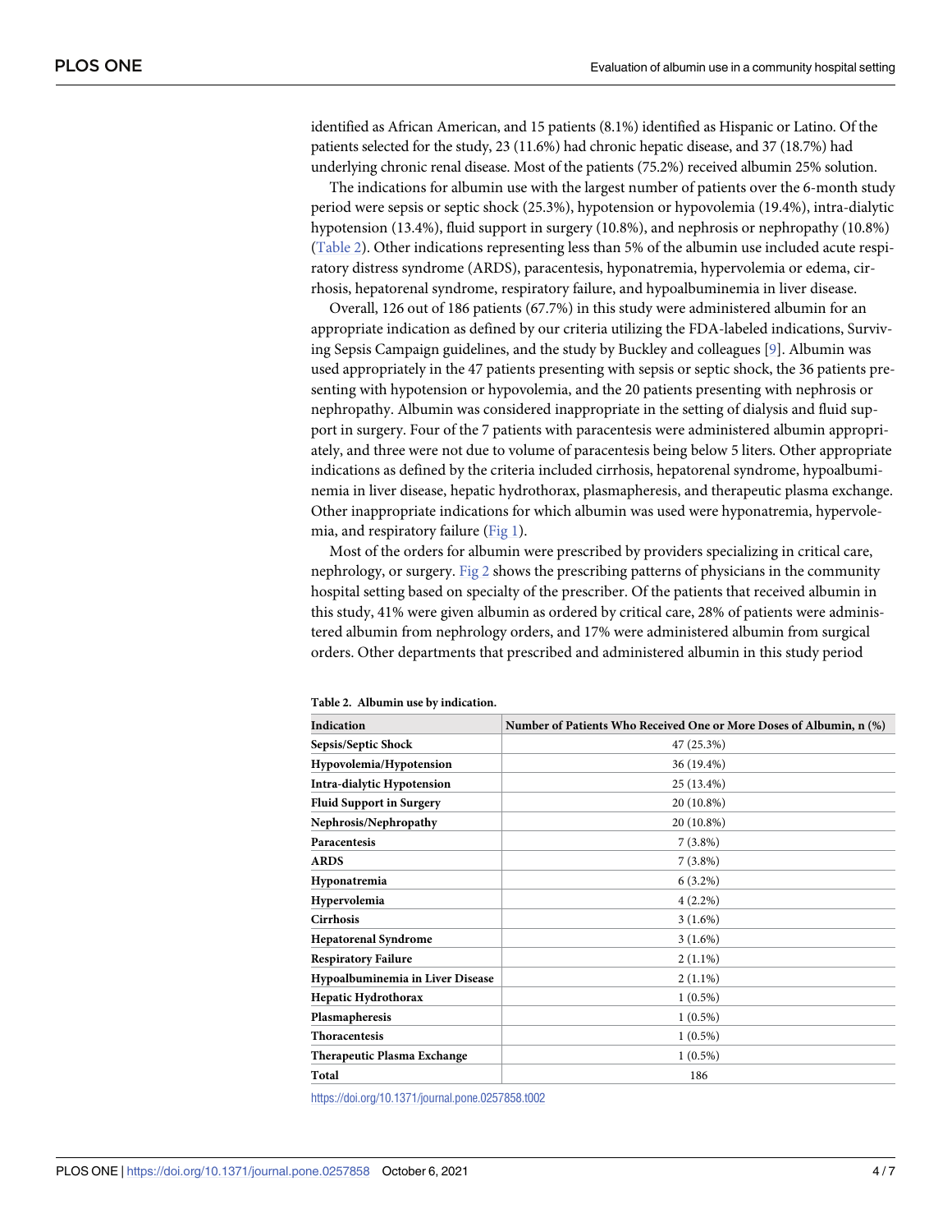identified as African American, and 15 patients (8.1%) identified as Hispanic or Latino. Of the patients selected for the study, 23 (11.6%) had chronic hepatic disease, and 37 (18.7%) had underlying chronic renal disease. Most of the patients (75.2%) received albumin 25% solution.

The indications for albumin use with the largest number of patients over the 6-month study period were sepsis or septic shock (25.3%), hypotension or hypovolemia (19.4%), intra-dialytic hypotension (13.4%), fluid support in surgery (10.8%), and nephrosis or nephropathy (10.8%) (Table 2). Other indications representing less than 5% of the albumin use included acute respiratory distress syndrome (ARDS), paracentesis, hyponatremia, hypervolemia or edema, cirrhosis, hepatorenal syndrome, respiratory failure, and hypoalbuminemia in liver disease.

Overall, 126 out of 186 patients (67.7%) in this study were administered albumin for an appropriate indication as defined by our criteria utilizing the FDA-labeled indications, Surviving Sepsis Campaign guidelines, and the study by Buckley and colleagues [9]. Albumin was used appropriately in the 47 patients presenting with sepsis or septic shock, the 36 patients presenting with hypotension or hypovolemia, and the 20 patients presenting with nephrosis or nephropathy. Albumin was considered inappropriate in the setting of dialysis and fluid support in surgery. Four of the 7 patients with paracentesis were administered albumin appropriately, and three were not due to volume of paracentesis being below 5 liters. Other appropriate indications as defined by the criteria included cirrhosis, hepatorenal syndrome, hypoalbuminemia in liver disease, hepatic hydrothorax, plasmapheresis, and therapeutic plasma exchange. Other inappropriate indications for which albumin was used were hyponatremia, hypervolemia, and respiratory failure (Fig 1).

Most of the orders for albumin were prescribed by providers specializing in critical care, nephrology, or surgery. Fig 2 shows the prescribing patterns of physicians in the community hospital setting based on specialty of the prescriber. Of the patients that received albumin in this study, 41% were given albumin as ordered by critical care, 28% of patients were administered albumin from nephrology orders, and 17% were administered albumin from surgical orders. Other departments that prescribed and administered albumin in this study period

**Table 2. Albumin use by indication.**

| Indication | Number of Patients Who Received One or More Doses of Albumin, n (%) |
|---|---|
| **Sepsis/Septic Shock** | 47 (25.3%) |
| **Hypovolemia/Hypotension** | 36 (19.4%) |
| **Intra-dialytic Hypotension** | 25 (13.4%) |
| **Fluid Support in Surgery** | 20 (10.8%) |
| **Nephrosis/Nephropathy** | 20 (10.8%) |
| **Paracentesis** | 7 (3.8%) |
| **ARDS** | 7 (3.8%) |
| **Hyponatremia** | 6 (3.2%) |
| **Hypervolemia** | 4 (2.2%) |
| **Cirrhosis** | 3 (1.6%) |
| **Hepatorenal Syndrome** | 3 (1.6%) |
| **Respiratory Failure** | 2 (1.1%) |
| **Hypoalbuminemia in Liver Disease** | 2 (1.1%) |
| **Hepatic Hydrothorax** | 1 (0.5%) |
| **Plasmapheresis** | 1 (0.5%) |
| **Thoracentesis** | 1 (0.5%) |
| **Therapeutic Plasma Exchange** | 1 (0.5%) |
| **Total** | 186 |

https://doi.org/10.1371/journal.pone.0257858.t002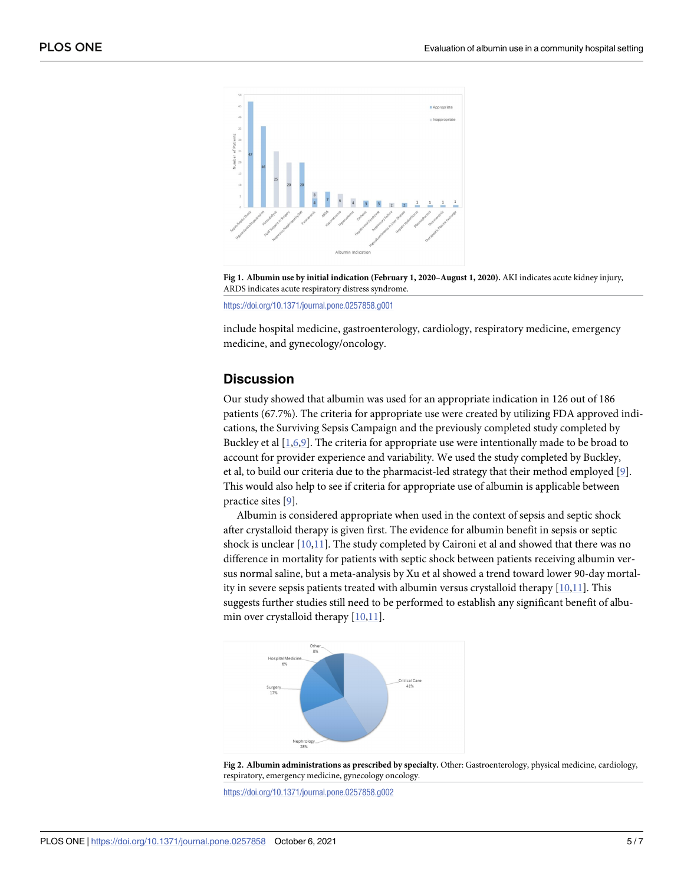Fig 1. **Albumin use by initial indication (February 1, 2020–August 1, 2020).** AKI indicates acute kidney injury, ARDS indicates acute respiratory distress syndrome.

https://doi.org/10.1371/journal.pone.0257858.g001

include hospital medicine, gastroenterology, cardiology, respiratory medicine, emergency medicine, and gynecology/oncology.

## Discussion

Our study showed that albumin was used for an appropriate indication in 126 out of 186 patients (67.7%). The criteria for appropriate use were created by utilizing FDA approved indications, the Surviving Sepsis Campaign and the previously completed study completed by Buckley et al [1,6,9]. The criteria for appropriate use were intentionally made to be broad to account for provider experience and variability. We used the study completed by Buckley, et al, to build our criteria due to the pharmacist-led strategy that their method employed [9]. This would also help to see if criteria for appropriate use of albumin is applicable between practice sites [9].

Albumin is considered appropriate when used in the context of sepsis and septic shock after crystalloid therapy is given first. The evidence for albumin benefit in sepsis or septic shock is unclear [10,11]. The study completed by Caironi et al and showed that there was no difference in mortality for patients with septic shock between patients receiving albumin versus normal saline, but a meta-analysis by Xu et al showed a trend toward lower 90-day mortality in severe sepsis patients treated with albumin versus crystalloid therapy [10,11]. This suggests further studies still need to be performed to establish any significant benefit of albumin over crystalloid therapy [10,11].

**Fig 2. Albumin administrations as prescribed by specialty.** Other: Gastroenterology, physical medicine, cardiology, respiratory, emergency medicine, gynecology oncology.

https://doi.org/10.1371/journal.pone.0257858.g002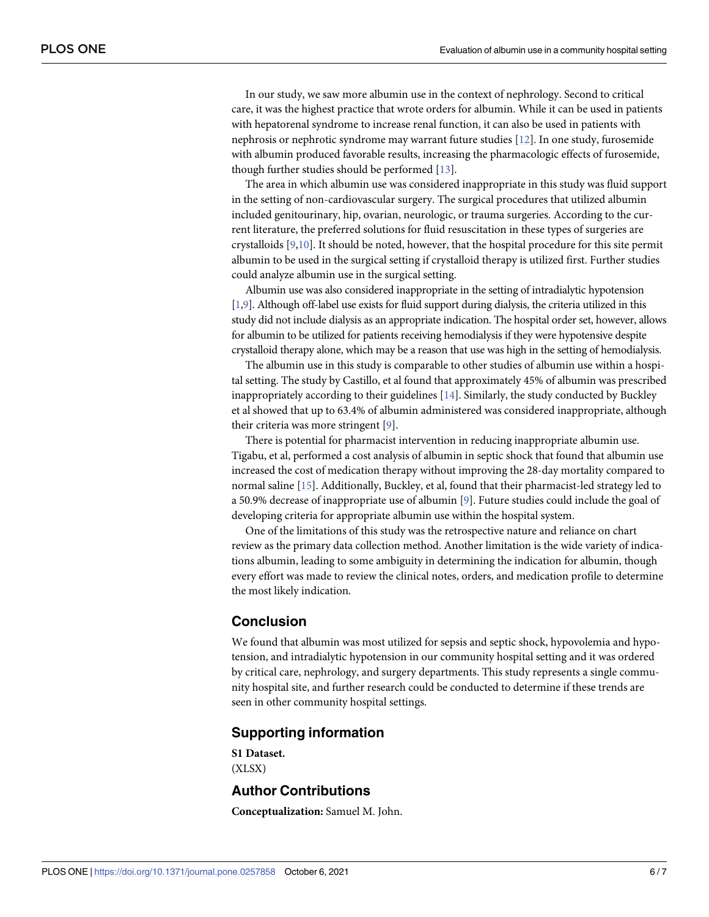In our study, we saw more albumin use in the context of nephrology. Second to critical care, it was the highest practice that wrote orders for albumin. While it can be used in patients with hepatorenal syndrome to increase renal function, it can also be used in patients with nephrosis or nephrotic syndrome may warrant future studies [12]. In one study, furosemide with albumin produced favorable results, increasing the pharmacologic effects of furosemide, though further studies should be performed [13].

The area in which albumin use was considered inappropriate in this study was fluid support in the setting of non-cardiovascular surgery. The surgical procedures that utilized albumin included genitourinary, hip, ovarian, neurologic, or trauma surgeries. According to the current literature, the preferred solutions for fluid resuscitation in these types of surgeries are crystalloids [9,10]. It should be noted, however, that the hospital procedure for this site permit albumin to be used in the surgical setting if crystalloid therapy is utilized first. Further studies could analyze albumin use in the surgical setting.

Albumin use was also considered inappropriate in the setting of intradialytic hypotension [1,9]. Although off-label use exists for fluid support during dialysis, the criteria utilized in this study did not include dialysis as an appropriate indication. The hospital order set, however, allows for albumin to be utilized for patients receiving hemodialysis if they were hypotensive despite crystalloid therapy alone, which may be a reason that use was high in the setting of hemodialysis.

The albumin use in this study is comparable to other studies of albumin use within a hospital setting. The study by Castillo, et al found that approximately 45% of albumin was prescribed inappropriately according to their guidelines [14]. Similarly, the study conducted by Buckley et al showed that up to 63.4% of albumin administered was considered inappropriate, although their criteria was more stringent [9].

There is potential for pharmacist intervention in reducing inappropriate albumin use. Tigabu, et al, performed a cost analysis of albumin in septic shock that found that albumin use increased the cost of medication therapy without improving the 28-day mortality compared to normal saline [15]. Additionally, Buckley, et al, found that their pharmacist-led strategy led to a 50.9% decrease of inappropriate use of albumin [9]. Future studies could include the goal of developing criteria for appropriate albumin use within the hospital system.

One of the limitations of this study was the retrospective nature and reliance on chart review as the primary data collection method. Another limitation is the wide variety of indications albumin, leading to some ambiguity in determining the indication for albumin, though every effort was made to review the clinical notes, orders, and medication profile to determine the most likely indication.

## Conclusion

We found that albumin was most utilized for sepsis and septic shock, hypovolemia and hypotension, and intradialytic hypotension in our community hospital setting and it was ordered by critical care, nephrology, and surgery departments. This study represents a single community hospital site, and further research could be conducted to determine if these trends are seen in other community hospital settings.

## Supporting information

**S1 Dataset.**
(XLSX)

## Author Contributions

**Conceptualization:** Samuel M. John.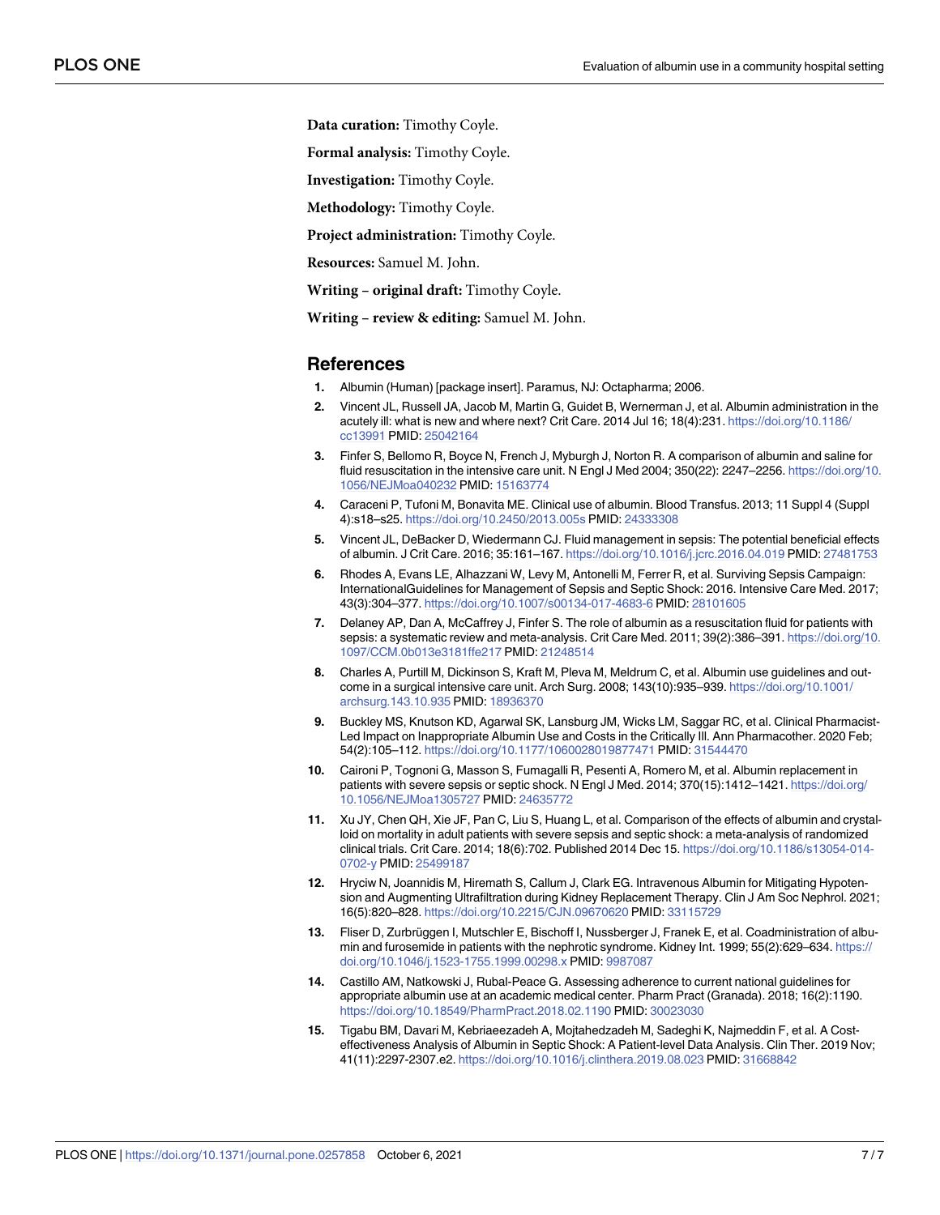**Data curation:** Timothy Coyle.

**Formal analysis:** Timothy Coyle.

**Investigation:** Timothy Coyle.

**Methodology:** Timothy Coyle.

**Project administration:** Timothy Coyle.

**Resources:** Samuel M. John.

**Writing – original draft:** Timothy Coyle.

**Writing – review & editing:** Samuel M. John.

## References

1. Albumin (Human) [package insert]. Paramus, NJ: Octapharma; 2006.
2. Vincent JL, Russell JA, Jacob M, Martin G, Guidet B, Wernerman J, et al. Albumin administration in the acutely ill: what is new and where next? Crit Care. 2014 Jul 16; 18(4):231. https://doi.org/10.1186/cc13991 PMID: 25042164
3. Finfer S, Bellomo R, Boyce N, French J, Myburgh J, Norton R. A comparison of albumin and saline for fluid resuscitation in the intensive care unit. N Engl J Med 2004; 350(22): 2247–2256. https://doi.org/10.1056/NEJMoa040232 PMID: 15163774
4. Caraceni P, Tufoni M, Bonavita ME. Clinical use of albumin. Blood Transfus. 2013; 11 Suppl 4 (Suppl 4):s18–s25. https://doi.org/10.2450/2013.005s PMID: 24333308
5. Vincent JL, DeBacker D, Wiedermann CJ. Fluid management in sepsis: The potential beneficial effects of albumin. J Crit Care. 2016; 35:161–167. https://doi.org/10.1016/j.jcrc.2016.04.019 PMID: 27481753
6. Rhodes A, Evans LE, Alhazzani W, Levy M, Antonelli M, Ferrer R, et al. Surviving Sepsis Campaign: InternationalGuidelines for Management of Sepsis and Septic Shock: 2016. Intensive Care Med. 2017; 43(3):304–377. https://doi.org/10.1007/s00134-017-4683-6 PMID: 28101605
7. Delaney AP, Dan A, McCaffrey J, Finfer S. The role of albumin as a resuscitation fluid for patients with sepsis: a systematic review and meta-analysis. Crit Care Med. 2011; 39(2):386–391. https://doi.org/10.1097/CCM.0b013e3181ffe217 PMID: 21248514
8. Charles A, Purtill M, Dickinson S, Kraft M, Pleva M, Meldrum C, et al. Albumin use guidelines and outcome in a surgical intensive care unit. Arch Surg. 2008; 143(10):935–939. https://doi.org/10.1001/archsurg.143.10.935 PMID: 18936370
9. Buckley MS, Knutson KD, Agarwal SK, Lansburg JM, Wicks LM, Saggar RC, et al. Clinical Pharmacist-Led Impact on Inappropriate Albumin Use and Costs in the Critically Ill. Ann Pharmacother. 2020 Feb; 54(2):105–112. https://doi.org/10.1177/1060028019877471 PMID: 31544470
10. Caironi P, Tognoni G, Masson S, Fumagalli R, Pesenti A, Romero M, et al. Albumin replacement in patients with severe sepsis or septic shock. N Engl J Med. 2014; 370(15):1412–1421. https://doi.org/10.1056/NEJMoa1305727 PMID: 24635772
11. Xu JY, Chen QH, Xie JF, Pan C, Liu S, Huang L, et al. Comparison of the effects of albumin and crystalloid on mortality in adult patients with severe sepsis and septic shock: a meta-analysis of randomized clinical trials. Crit Care. 2014; 18(6):702. Published 2014 Dec 15. https://doi.org/10.1186/s13054-014-0702-y PMID: 25499187
12. Hryciw N, Joannidis M, Hiremath S, Callum J, Clark EG. Intravenous Albumin for Mitigating Hypotension and Augmenting Ultrafiltration during Kidney Replacement Therapy. Clin J Am Soc Nephrol. 2021; 16(5):820–828. https://doi.org/10.2215/CJN.09670620 PMID: 33115729
13. Fliser D, Zurbrüggen I, Mutschler E, Bischoff I, Nussberger J, Franek E, et al. Coadministration of albumin and furosemide in patients with the nephrotic syndrome. Kidney Int. 1999; 55(2):629–634. https://doi.org/10.1046/j.1523-1755.1999.00298.x PMID: 9987087
14. Castillo AM, Natkowski J, Rubal-Peace G. Assessing adherence to current national guidelines for appropriate albumin use at an academic medical center. Pharm Pract (Granada). 2018; 16(2):1190. https://doi.org/10.18549/PharmPract.2018.02.1190 PMID: 30023030
15. Tigabu BM, Davari M, Kebriaeezadeh A, Mojtahedzadeh M, Sadeghi K, Najmeddin F, et al. A Cost-effectiveness Analysis of Albumin in Septic Shock: A Patient-level Data Analysis. Clin Ther. 2019 Nov; 41(11):2297-2307.e2. https://doi.org/10.1016/j.clinthera.2019.08.023 PMID: 31668842